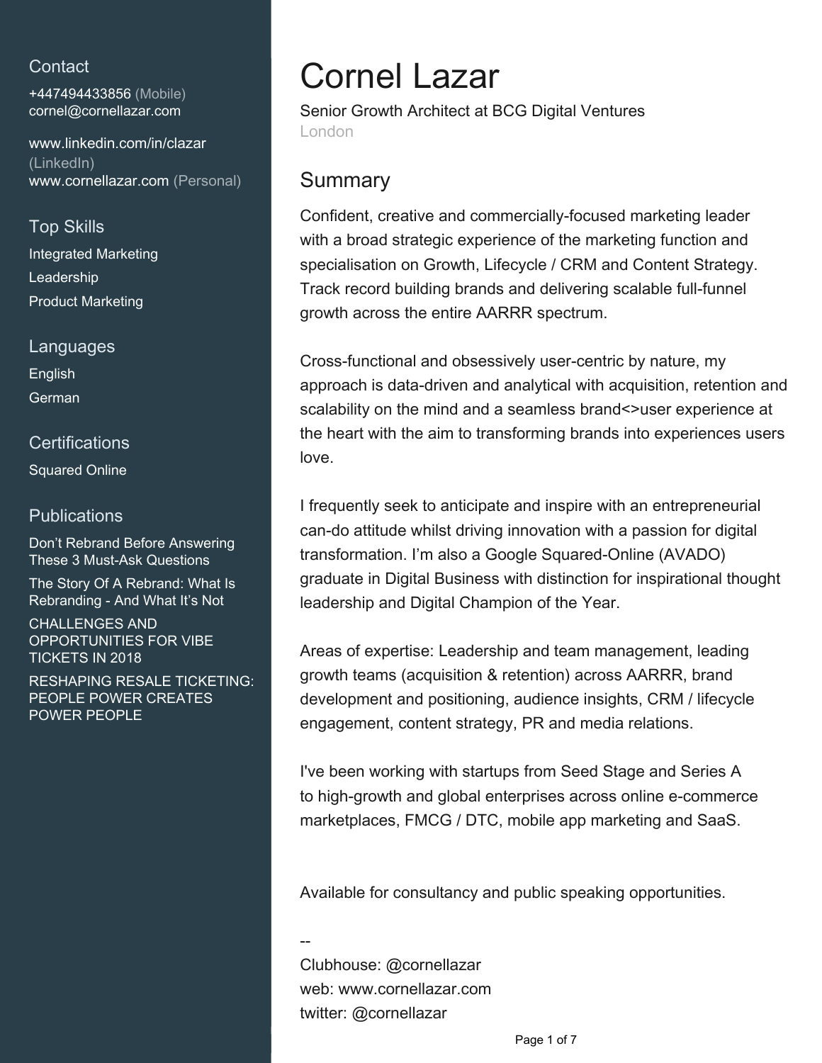## Contact

+447494433856 (Mobile)
cornel@cornellazar.com

www.linkedin.com/in/clazar (LinkedIn)
www.cornellazar.com (Personal)

## Top Skills

Integrated Marketing
Leadership
Product Marketing

## Languages

English
German

## Certifications

Squared Online

## Publications

Don't Rebrand Before Answering These 3 Must-Ask Questions

The Story Of A Rebrand: What Is Rebranding - And What It's Not

CHALLENGES AND OPPORTUNITIES FOR VIBE TICKETS IN 2018

RESHAPING RESALE TICKETING: PEOPLE POWER CREATES POWER PEOPLE

# Cornel Lazar

Senior Growth Architect at BCG Digital Ventures
London

## Summary

Confident, creative and commercially-focused marketing leader with a broad strategic experience of the marketing function and specialisation on Growth, Lifecycle / CRM and Content Strategy. Track record building brands and delivering scalable full-funnel growth across the entire AARRR spectrum.

Cross-functional and obsessively user-centric by nature, my approach is data-driven and analytical with acquisition, retention and scalability on the mind and a seamless brand<>user experience at the heart with the aim to transforming brands into experiences users love.

I frequently seek to anticipate and inspire with an entrepreneurial can-do attitude whilst driving innovation with a passion for digital transformation. I'm also a Google Squared-Online (AVADO) graduate in Digital Business with distinction for inspirational thought leadership and Digital Champion of the Year.

Areas of expertise: Leadership and team management, leading growth teams (acquisition & retention) across AARRR, brand development and positioning, audience insights, CRM / lifecycle engagement, content strategy, PR and media relations.

I've been working with startups from Seed Stage and Series A to high-growth and global enterprises across online e-commerce marketplaces, FMCG / DTC, mobile app marketing and SaaS.

Available for consultancy and public speaking opportunities.

--
Clubhouse: @cornellazar
web: www.cornellazar.com
twitter: @cornellazar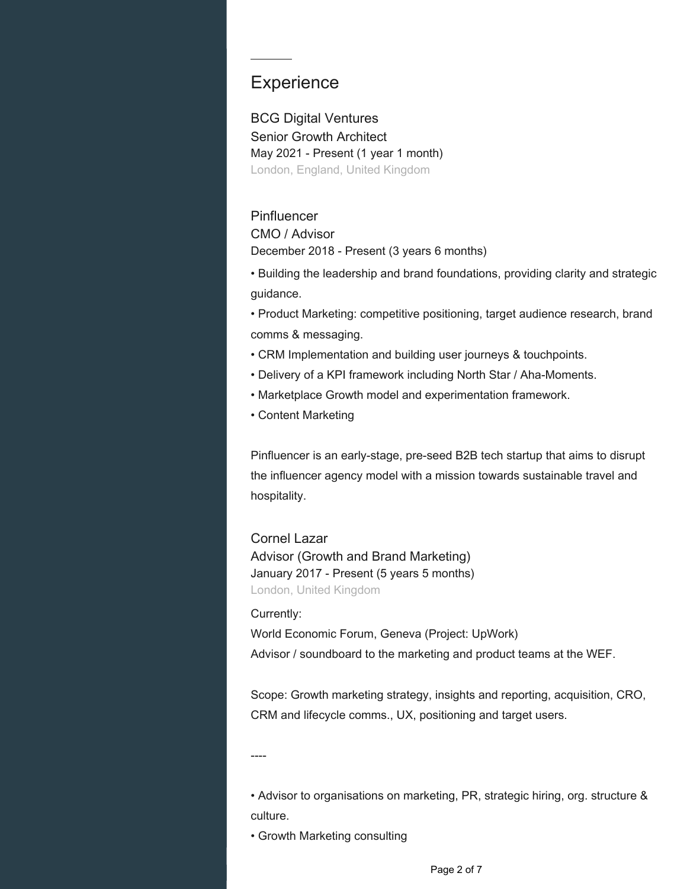## Experience

### BCG Digital Ventures
Senior Growth Architect
May 2021 - Present (1 year 1 month)
London, England, United Kingdom

### Pinfluencer
CMO / Advisor
December 2018 - Present (3 years 6 months)

- Building the leadership and brand foundations, providing clarity and strategic guidance.
- Product Marketing: competitive positioning, target audience research, brand comms & messaging.
- CRM Implementation and building user journeys & touchpoints.
- Delivery of a KPI framework including North Star / Aha-Moments.
- Marketplace Growth model and experimentation framework.
- Content Marketing

Pinfluencer is an early-stage, pre-seed B2B tech startup that aims to disrupt the influencer agency model with a mission towards sustainable travel and hospitality.

### Cornel Lazar
Advisor (Growth and Brand Marketing)
January 2017 - Present (5 years 5 months)
London, United Kingdom

Currently:
World Economic Forum, Geneva (Project: UpWork)
Advisor / soundboard to the marketing and product teams at the WEF.

Scope: Growth marketing strategy, insights and reporting, acquisition, CRO, CRM and lifecycle comms., UX, positioning and target users.

----

- Advisor to organisations on marketing, PR, strategic hiring, org. structure & culture.
- Growth Marketing consulting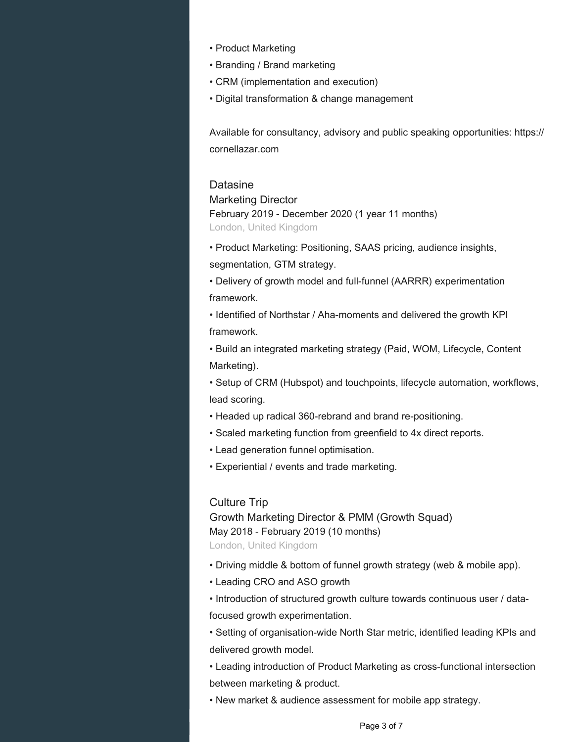• Product Marketing
• Branding / Brand marketing
• CRM (implementation and execution)
• Digital transformation & change management

Available for consultancy, advisory and public speaking opportunities: https://cornellazar.com

### Datasine

Marketing Director
February 2019 - December 2020 (1 year 11 months)
London, United Kingdom

• Product Marketing: Positioning, SAAS pricing, audience insights, segmentation, GTM strategy.
• Delivery of growth model and full-funnel (AARRR) experimentation framework.
• Identified of Northstar / Aha-moments and delivered the growth KPI framework.
• Build an integrated marketing strategy (Paid, WOM, Lifecycle, Content Marketing).
• Setup of CRM (Hubspot) and touchpoints, lifecycle automation, workflows, lead scoring.
• Headed up radical 360-rebrand and brand re-positioning.
• Scaled marketing function from greenfield to 4x direct reports.
• Lead generation funnel optimisation.
• Experiential / events and trade marketing.

### Culture Trip

Growth Marketing Director & PMM (Growth Squad)
May 2018 - February 2019 (10 months)
London, United Kingdom

• Driving middle & bottom of funnel growth strategy (web & mobile app).
• Leading CRO and ASO growth
• Introduction of structured growth culture towards continuous user / data-focused growth experimentation.
• Setting of organisation-wide North Star metric, identified leading KPIs and delivered growth model.
• Leading introduction of Product Marketing as cross-functional intersection between marketing & product.
• New market & audience assessment for mobile app strategy.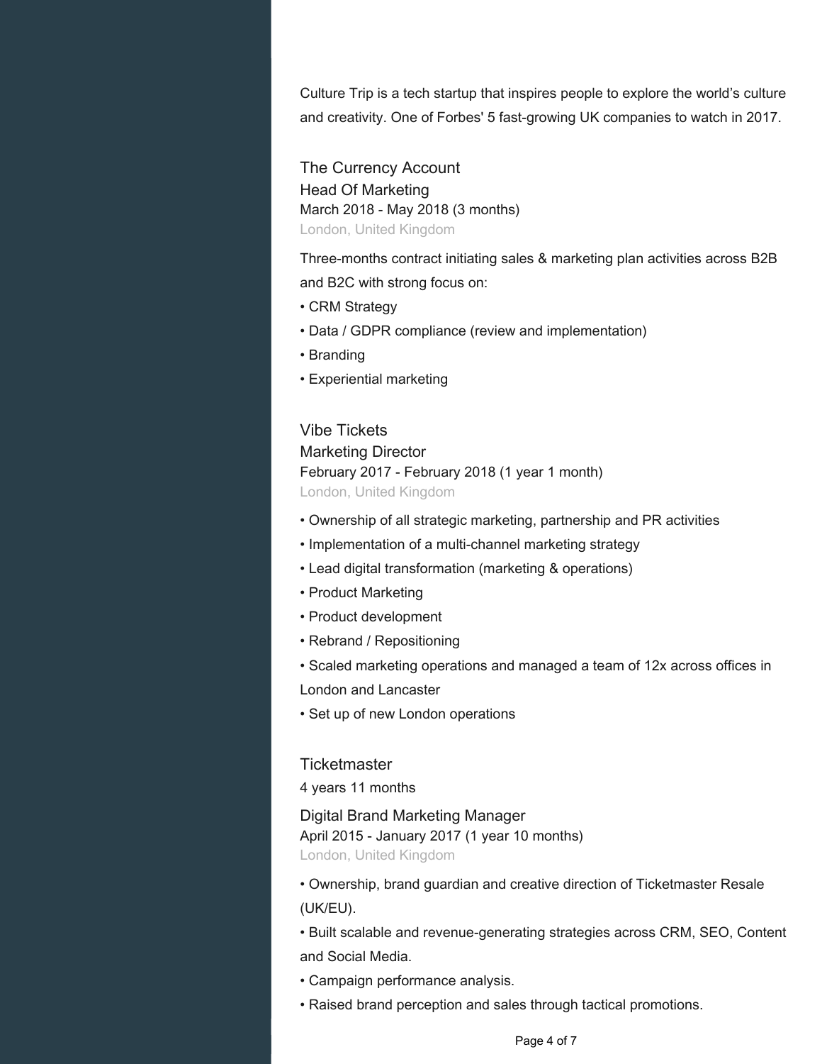Culture Trip is a tech startup that inspires people to explore the world's culture and creativity. One of Forbes' 5 fast-growing UK companies to watch in 2017.

### The Currency Account

Head Of Marketing
March 2018 - May 2018 (3 months)
London, United Kingdom

Three-months contract initiating sales & marketing plan activities across B2B and B2C with strong focus on:

- CRM Strategy
- Data / GDPR compliance (review and implementation)
- Branding
- Experiential marketing

### Vibe Tickets

Marketing Director
February 2017 - February 2018 (1 year 1 month)
London, United Kingdom

- Ownership of all strategic marketing, partnership and PR activities
- Implementation of a multi-channel marketing strategy
- Lead digital transformation (marketing & operations)
- Product Marketing
- Product development
- Rebrand / Repositioning
- Scaled marketing operations and managed a team of 12x across offices in London and Lancaster
- Set up of new London operations

### Ticketmaster

4 years 11 months

Digital Brand Marketing Manager
April 2015 - January 2017 (1 year 10 months)
London, United Kingdom

- Ownership, brand guardian and creative direction of Ticketmaster Resale (UK/EU).
- Built scalable and revenue-generating strategies across CRM, SEO, Content and Social Media.
- Campaign performance analysis.
- Raised brand perception and sales through tactical promotions.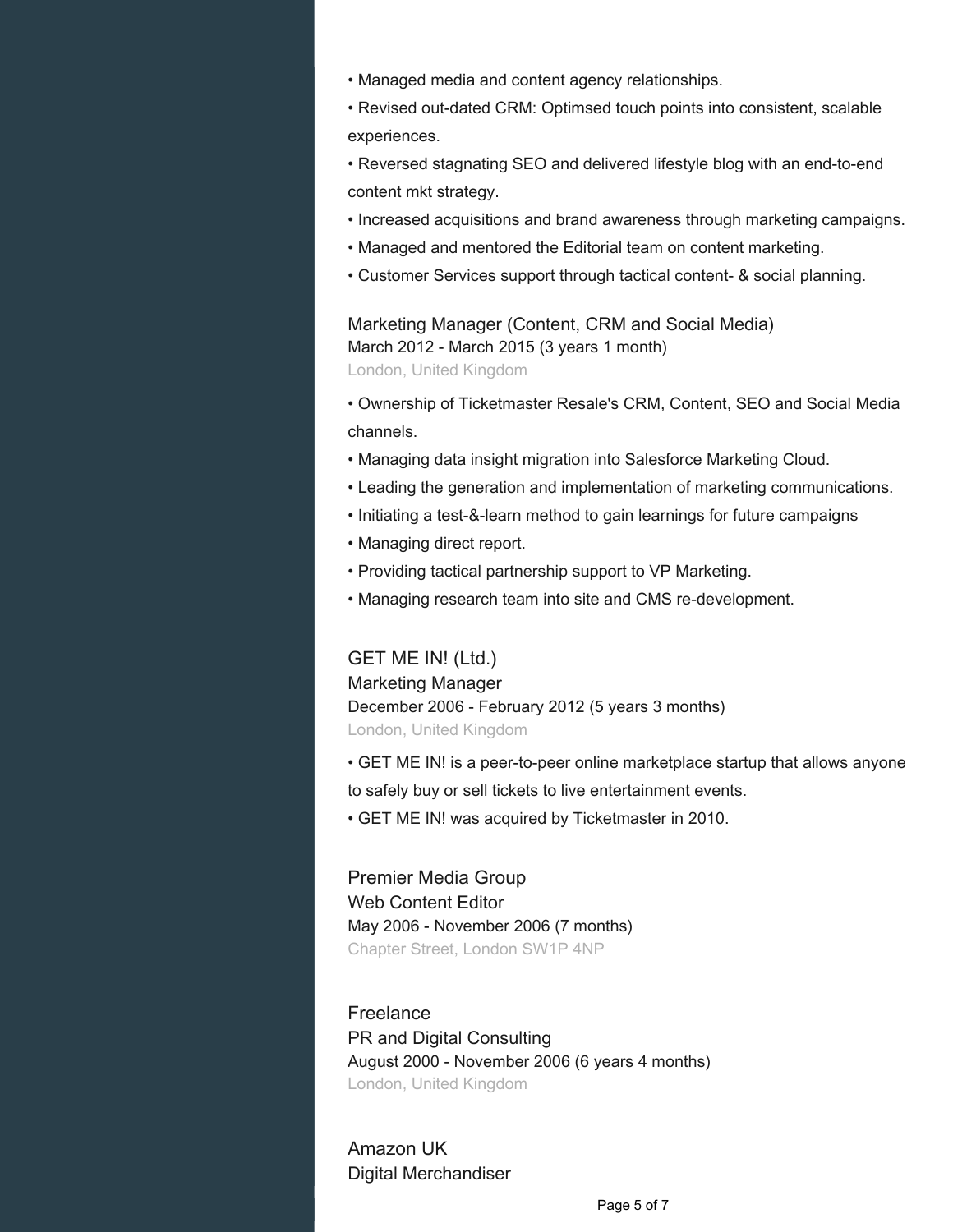• Managed media and content agency relationships.

• Revised out-dated CRM: Optimsed touch points into consistent, scalable experiences.

• Reversed stagnating SEO and delivered lifestyle blog with an end-to-end content mkt strategy.

• Increased acquisitions and brand awareness through marketing campaigns.

• Managed and mentored the Editorial team on content marketing.

• Customer Services support through tactical content- & social planning.

### Marketing Manager (Content, CRM and Social Media)

March 2012 - March 2015 (3 years 1 month)

London, United Kingdom

• Ownership of Ticketmaster Resale's CRM, Content, SEO and Social Media channels.

• Managing data insight migration into Salesforce Marketing Cloud.

• Leading the generation and implementation of marketing communications.

• Initiating a test-&-learn method to gain learnings for future campaigns

• Managing direct report.

• Providing tactical partnership support to VP Marketing.

• Managing research team into site and CMS re-development.

## GET ME IN! (Ltd.)

### Marketing Manager

December 2006 - February 2012 (5 years 3 months)

London, United Kingdom

• GET ME IN! is a peer-to-peer online marketplace startup that allows anyone to safely buy or sell tickets to live entertainment events.

• GET ME IN! was acquired by Ticketmaster in 2010.

## Premier Media Group

### Web Content Editor

May 2006 - November 2006 (7 months)

Chapter Street, London SW1P 4NP

## Freelance

### PR and Digital Consulting

August 2000 - November 2006 (6 years 4 months)

London, United Kingdom

## Amazon UK

### Digital Merchandiser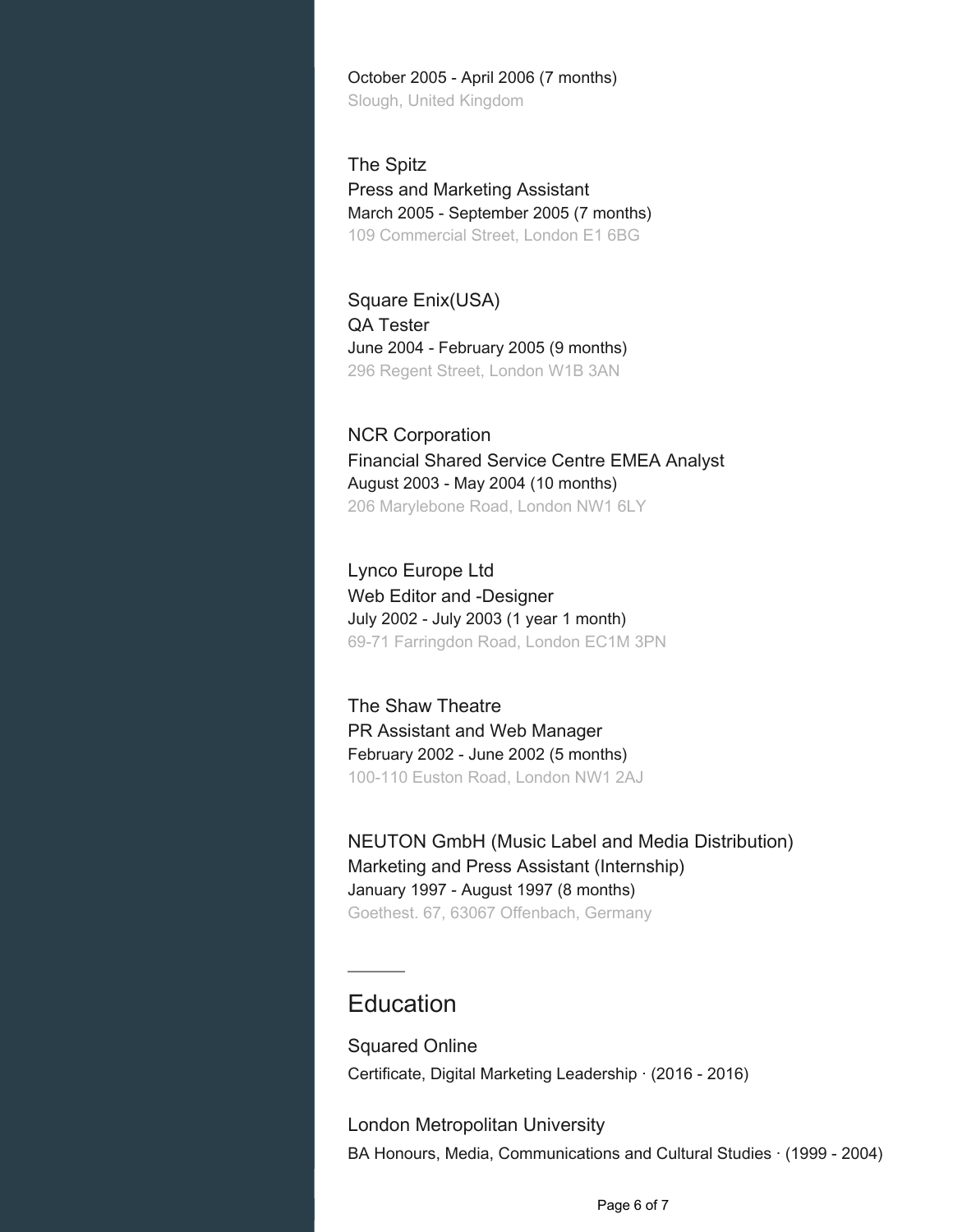October 2005 - April 2006 (7 months)
Slough, United Kingdom

The Spitz
Press and Marketing Assistant
March 2005 - September 2005 (7 months)
109 Commercial Street, London E1 6BG

Square Enix(USA)
QA Tester
June 2004 - February 2005 (9 months)
296 Regent Street, London W1B 3AN

NCR Corporation
Financial Shared Service Centre EMEA Analyst
August 2003 - May 2004 (10 months)
206 Marylebone Road, London NW1 6LY

Lynco Europe Ltd
Web Editor and -Designer
July 2002 - July 2003 (1 year 1 month)
69-71 Farringdon Road, London EC1M 3PN

The Shaw Theatre
PR Assistant and Web Manager
February 2002 - June 2002 (5 months)
100-110 Euston Road, London NW1 2AJ

NEUTON GmbH (Music Label and Media Distribution)
Marketing and Press Assistant (Internship)
January 1997 - August 1997 (8 months)
Goethest. 67, 63067 Offenbach, Germany

## Education

Squared Online
Certificate, Digital Marketing Leadership · (2016 - 2016)

London Metropolitan University
BA Honours, Media, Communications and Cultural Studies · (1999 - 2004)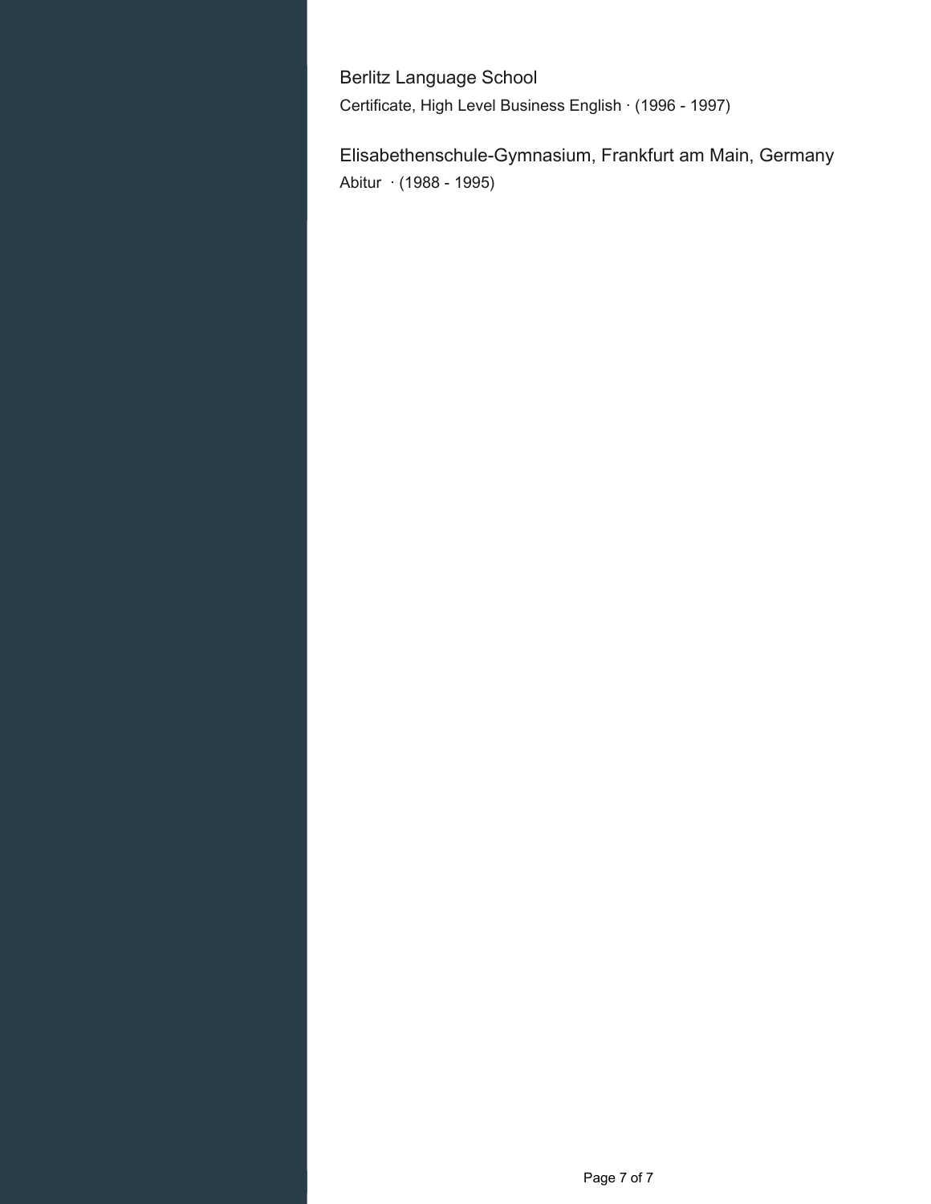Berlitz Language School

Certificate, High Level Business English · (1996 - 1997)

Elisabethenschule-Gymnasium, Frankfurt am Main, Germany

Abitur  · (1988 - 1995)